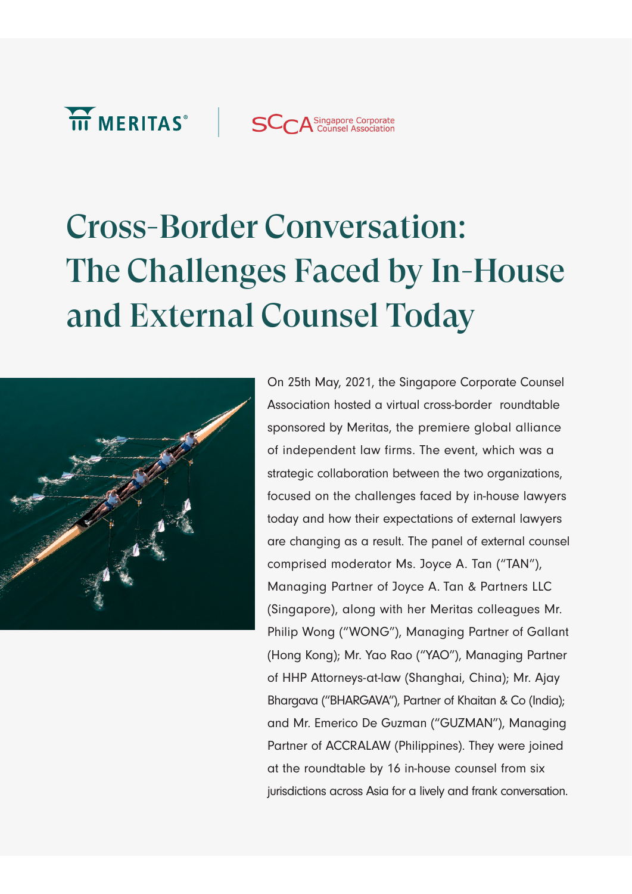MERITAS® | SCCA Singapore Corporate Counsel Association

# Cross-Border Conversation: The Challenges Faced by In-House and External Counsel Today

On 25th May, 2021, the Singapore Corporate Counsel Association hosted a virtual cross-border roundtable sponsored by Meritas, the premiere global alliance of independent law firms. The event, which was a strategic collaboration between the two organizations, focused on the challenges faced by in-house lawyers today and how their expectations of external lawyers are changing as a result. The panel of external counsel comprised moderator Ms. Joyce A. Tan ("TAN"), Managing Partner of Joyce A. Tan & Partners LLC (Singapore), along with her Meritas colleagues Mr. Philip Wong ("WONG"), Managing Partner of Gallant (Hong Kong); Mr. Yao Rao ("YAO"), Managing Partner of HHP Attorneys-at-law (Shanghai, China); Mr. Ajay Bhargava ("BHARGAVA"), Partner of Khaitan & Co (India); and Mr. Emerico De Guzman ("GUZMAN"), Managing Partner of ACCRALAW (Philippines). They were joined at the roundtable by 16 in-house counsel from six jurisdictions across Asia for a lively and frank conversation.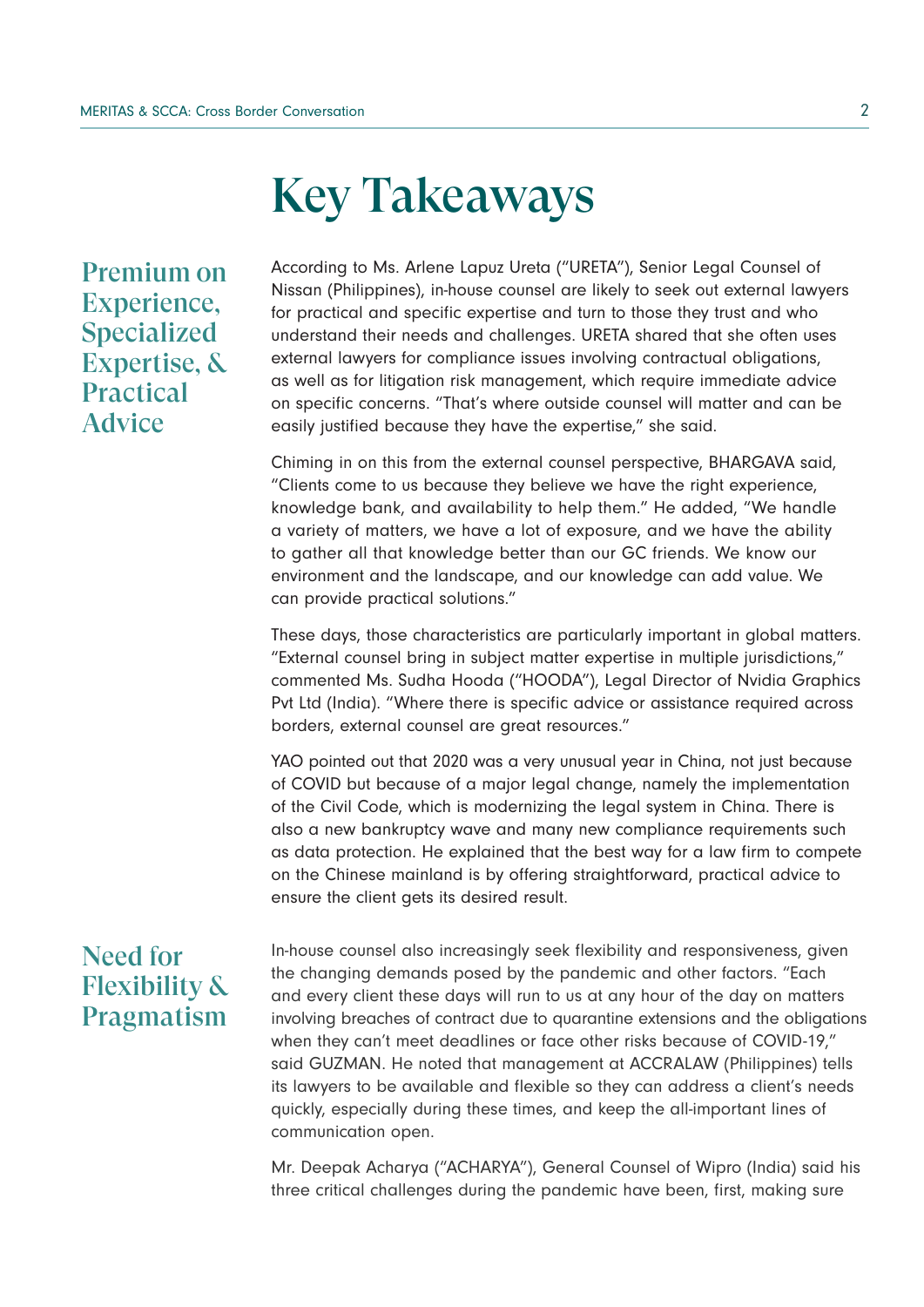# Key Takeaways

## Premium on Experience, Specialized Expertise, & Practical Advice

According to Ms. Arlene Lapuz Ureta ("URETA"), Senior Legal Counsel of Nissan (Philippines), in-house counsel are likely to seek out external lawyers for practical and specific expertise and turn to those they trust and who understand their needs and challenges. URETA shared that she often uses external lawyers for compliance issues involving contractual obligations, as well as for litigation risk management, which require immediate advice on specific concerns. "That's where outside counsel will matter and can be easily justified because they have the expertise," she said.

Chiming in on this from the external counsel perspective, BHARGAVA said, "Clients come to us because they believe we have the right experience, knowledge bank, and availability to help them." He added, "We handle a variety of matters, we have a lot of exposure, and we have the ability to gather all that knowledge better than our GC friends. We know our environment and the landscape, and our knowledge can add value. We can provide practical solutions."

These days, those characteristics are particularly important in global matters. "External counsel bring in subject matter expertise in multiple jurisdictions," commented Ms. Sudha Hooda ("HOODA"), Legal Director of Nvidia Graphics Pvt Ltd (India). "Where there is specific advice or assistance required across borders, external counsel are great resources."

YAO pointed out that 2020 was a very unusual year in China, not just because of COVID but because of a major legal change, namely the implementation of the Civil Code, which is modernizing the legal system in China. There is also a new bankruptcy wave and many new compliance requirements such as data protection. He explained that the best way for a law firm to compete on the Chinese mainland is by offering straightforward, practical advice to ensure the client gets its desired result.

## Need for Flexibility & Pragmatism

In-house counsel also increasingly seek flexibility and responsiveness, given the changing demands posed by the pandemic and other factors. "Each and every client these days will run to us at any hour of the day on matters involving breaches of contract due to quarantine extensions and the obligations when they can't meet deadlines or face other risks because of COVID-19," said GUZMAN. He noted that management at ACCRALAW (Philippines) tells its lawyers to be available and flexible so they can address a client's needs quickly, especially during these times, and keep the all-important lines of communication open.

Mr. Deepak Acharya ("ACHARYA"), General Counsel of Wipro (India) said his three critical challenges during the pandemic have been, first, making sure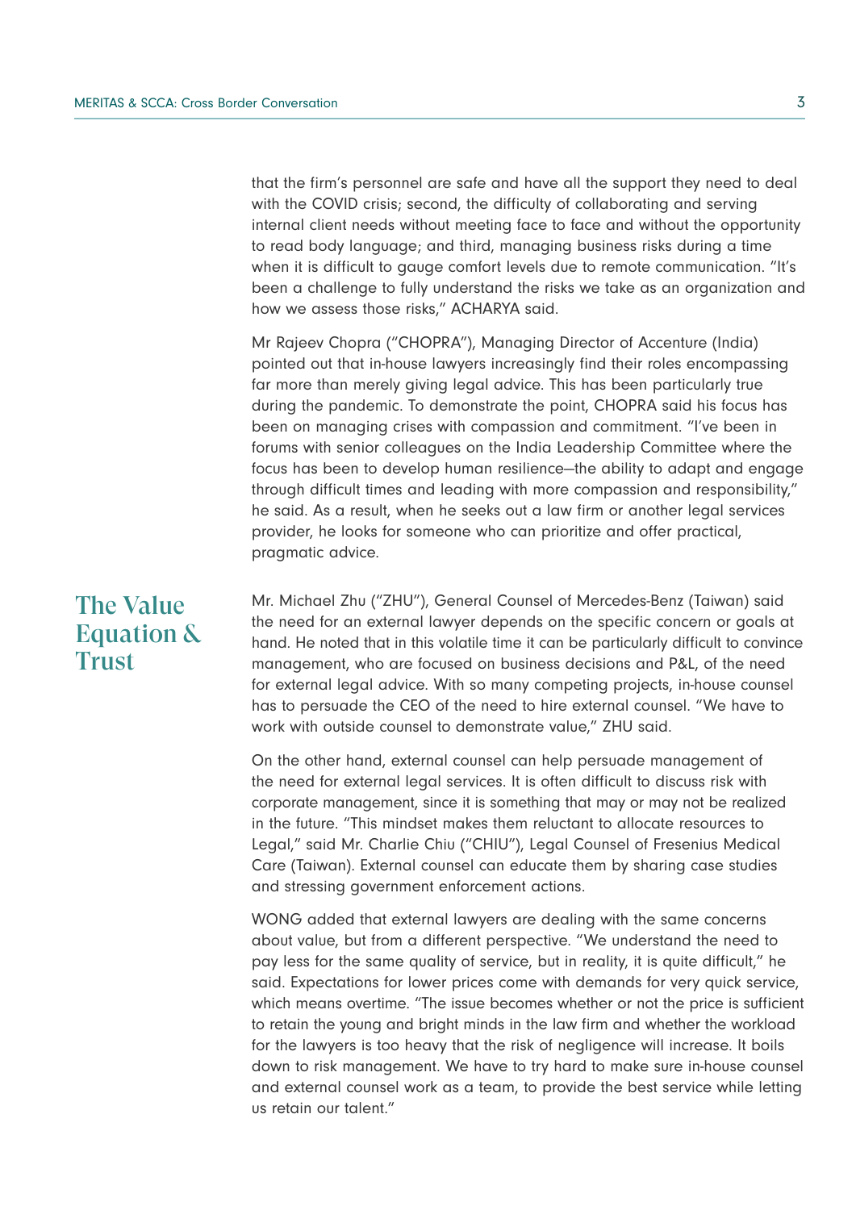that the firm's personnel are safe and have all the support they need to deal with the COVID crisis; second, the difficulty of collaborating and serving internal client needs without meeting face to face and without the opportunity to read body language; and third, managing business risks during a time when it is difficult to gauge comfort levels due to remote communication. "It's been a challenge to fully understand the risks we take as an organization and how we assess those risks," ACHARYA said.

Mr Rajeev Chopra ("CHOPRA"), Managing Director of Accenture (India) pointed out that in-house lawyers increasingly find their roles encompassing far more than merely giving legal advice. This has been particularly true during the pandemic. To demonstrate the point, CHOPRA said his focus has been on managing crises with compassion and commitment. "I've been in forums with senior colleagues on the India Leadership Committee where the focus has been to develop human resilience—the ability to adapt and engage through difficult times and leading with more compassion and responsibility," he said. As a result, when he seeks out a law firm or another legal services provider, he looks for someone who can prioritize and offer practical, pragmatic advice.

## The Value Equation & Trust

Mr. Michael Zhu ("ZHU"), General Counsel of Mercedes-Benz (Taiwan) said the need for an external lawyer depends on the specific concern or goals at hand. He noted that in this volatile time it can be particularly difficult to convince management, who are focused on business decisions and P&L, of the need for external legal advice. With so many competing projects, in-house counsel has to persuade the CEO of the need to hire external counsel. "We have to work with outside counsel to demonstrate value," ZHU said.

On the other hand, external counsel can help persuade management of the need for external legal services. It is often difficult to discuss risk with corporate management, since it is something that may or may not be realized in the future. "This mindset makes them reluctant to allocate resources to Legal," said Mr. Charlie Chiu ("CHIU"), Legal Counsel of Fresenius Medical Care (Taiwan). External counsel can educate them by sharing case studies and stressing government enforcement actions.

WONG added that external lawyers are dealing with the same concerns about value, but from a different perspective. "We understand the need to pay less for the same quality of service, but in reality, it is quite difficult," he said. Expectations for lower prices come with demands for very quick service, which means overtime. "The issue becomes whether or not the price is sufficient to retain the young and bright minds in the law firm and whether the workload for the lawyers is too heavy that the risk of negligence will increase. It boils down to risk management. We have to try hard to make sure in-house counsel and external counsel work as a team, to provide the best service while letting us retain our talent."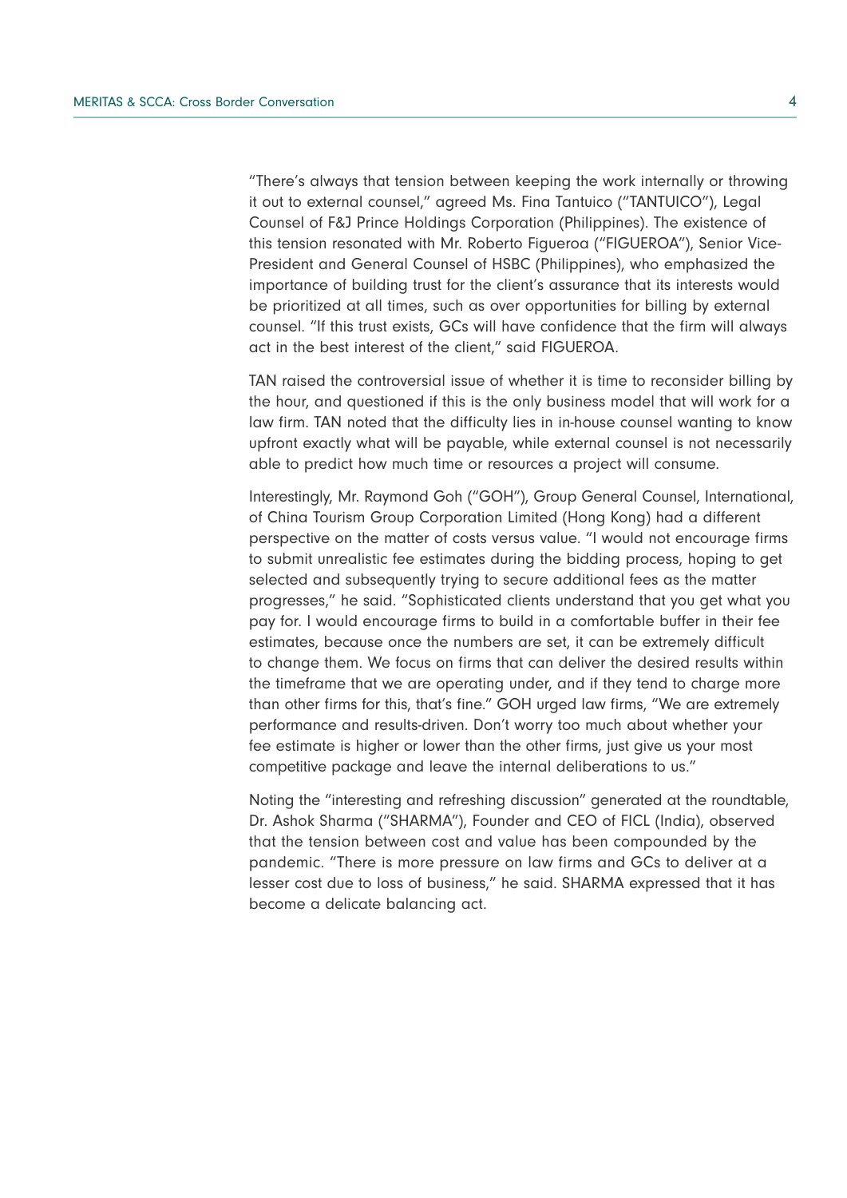"There's always that tension between keeping the work internally or throwing it out to external counsel," agreed Ms. Fina Tantuico ("TANTUICO"), Legal Counsel of F&J Prince Holdings Corporation (Philippines). The existence of this tension resonated with Mr. Roberto Figueroa ("FIGUEROA"), Senior Vice-President and General Counsel of HSBC (Philippines), who emphasized the importance of building trust for the client's assurance that its interests would be prioritized at all times, such as over opportunities for billing by external counsel. "If this trust exists, GCs will have confidence that the firm will always act in the best interest of the client," said FIGUEROA.

TAN raised the controversial issue of whether it is time to reconsider billing by the hour, and questioned if this is the only business model that will work for a law firm. TAN noted that the difficulty lies in in-house counsel wanting to know upfront exactly what will be payable, while external counsel is not necessarily able to predict how much time or resources a project will consume.

Interestingly, Mr. Raymond Goh ("GOH"), Group General Counsel, International, of China Tourism Group Corporation Limited (Hong Kong) had a different perspective on the matter of costs versus value. "I would not encourage firms to submit unrealistic fee estimates during the bidding process, hoping to get selected and subsequently trying to secure additional fees as the matter progresses," he said. "Sophisticated clients understand that you get what you pay for. I would encourage firms to build in a comfortable buffer in their fee estimates, because once the numbers are set, it can be extremely difficult to change them. We focus on firms that can deliver the desired results within the timeframe that we are operating under, and if they tend to charge more than other firms for this, that's fine." GOH urged law firms, "We are extremely performance and results-driven. Don't worry too much about whether your fee estimate is higher or lower than the other firms, just give us your most competitive package and leave the internal deliberations to us."

Noting the "interesting and refreshing discussion" generated at the roundtable, Dr. Ashok Sharma ("SHARMA"), Founder and CEO of FICL (India), observed that the tension between cost and value has been compounded by the pandemic. "There is more pressure on law firms and GCs to deliver at a lesser cost due to loss of business," he said. SHARMA expressed that it has become a delicate balancing act.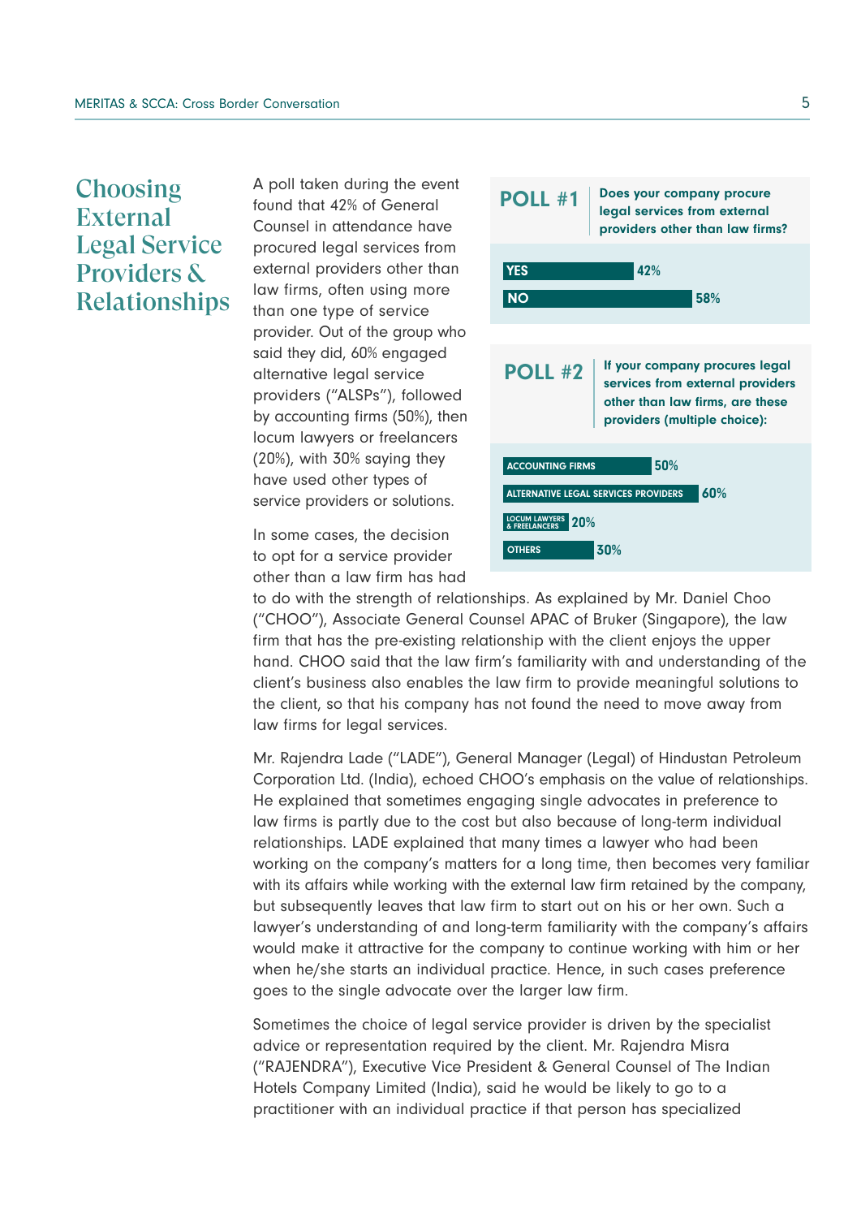## Choosing External Legal Service Providers & Relationships

A poll taken during the event found that 42% of General Counsel in attendance have procured legal services from external providers other than law firms, often using more than one type of service provider. Out of the group who said they did, 60% engaged alternative legal service providers ("ALSPs"), followed by accounting firms (50%), then locum lawyers or freelancers (20%), with 30% saying they have used other types of service providers or solutions.

**POLL #1** Does your company procure legal services from external providers other than law firms?

| Response | % |
|---|---|
| YES | 42% |
| NO | 58% |

**POLL #2** If your company procures legal services from external providers other than law firms, are these providers (multiple choice):

| Provider | % |
|---|---|
| ACCOUNTING FIRMS | 50% |
| ALTERNATIVE LEGAL SERVICES PROVIDERS | 60% |
| LOCUM LAWYERS & FREELANCERS | 20% |
| OTHERS | 30% |

In some cases, the decision to opt for a service provider other than a law firm has had to do with the strength of relationships. As explained by Mr. Daniel Choo ("CHOO"), Associate General Counsel APAC of Bruker (Singapore), the law firm that has the pre-existing relationship with the client enjoys the upper hand. CHOO said that the law firm's familiarity with and understanding of the client's business also enables the law firm to provide meaningful solutions to the client, so that his company has not found the need to move away from law firms for legal services.

Mr. Rajendra Lade ("LADE"), General Manager (Legal) of Hindustan Petroleum Corporation Ltd. (India), echoed CHOO's emphasis on the value of relationships. He explained that sometimes engaging single advocates in preference to law firms is partly due to the cost but also because of long-term individual relationships. LADE explained that many times a lawyer who had been working on the company's matters for a long time, then becomes very familiar with its affairs while working with the external law firm retained by the company, but subsequently leaves that law firm to start out on his or her own. Such a lawyer's understanding of and long-term familiarity with the company's affairs would make it attractive for the company to continue working with him or her when he/she starts an individual practice. Hence, in such cases preference goes to the single advocate over the larger law firm.

Sometimes the choice of legal service provider is driven by the specialist advice or representation required by the client. Mr. Rajendra Misra ("RAJENDRA"), Executive Vice President & General Counsel of The Indian Hotels Company Limited (India), said he would be likely to go to a practitioner with an individual practice if that person has specialized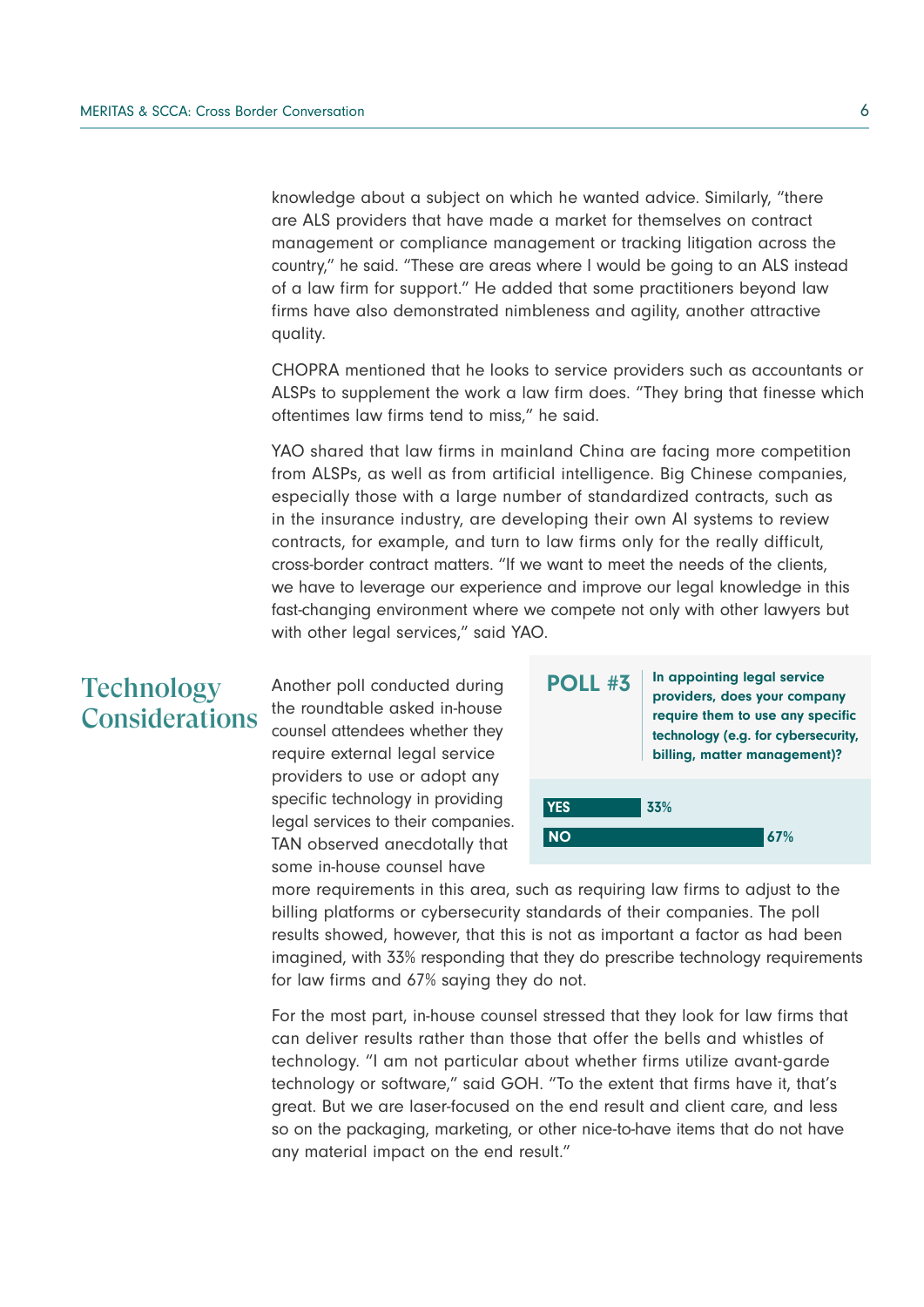knowledge about a subject on which he wanted advice. Similarly, "there are ALS providers that have made a market for themselves on contract management or compliance management or tracking litigation across the country," he said. "These are areas where I would be going to an ALS instead of a law firm for support." He added that some practitioners beyond law firms have also demonstrated nimbleness and agility, another attractive quality.

CHOPRA mentioned that he looks to service providers such as accountants or ALSPs to supplement the work a law firm does. "They bring that finesse which oftentimes law firms tend to miss," he said.

YAO shared that law firms in mainland China are facing more competition from ALSPs, as well as from artificial intelligence. Big Chinese companies, especially those with a large number of standardized contracts, such as in the insurance industry, are developing their own AI systems to review contracts, for example, and turn to law firms only for the really difficult, cross-border contract matters. "If we want to meet the needs of the clients, we have to leverage our experience and improve our legal knowledge in this fast-changing environment where we compete not only with other lawyers but with other legal services," said YAO.

## Technology Considerations

Another poll conducted during the roundtable asked in-house counsel attendees whether they require external legal service providers to use or adopt any specific technology in providing legal services to their companies. TAN observed anecdotally that some in-house counsel have more requirements in this area, such as requiring law firms to adjust to the billing platforms or cybersecurity standards of their companies. The poll results showed, however, that this is not as important a factor as had been imagined, with 33% responding that they do prescribe technology requirements for law firms and 67% saying they do not.

**POLL #3** **In appointing legal service providers, does your company require them to use any specific technology (e.g. for cybersecurity, billing, matter management)?**

| Response | Percentage |
| --- | --- |
| YES | 33% |
| NO | 67% |

For the most part, in-house counsel stressed that they look for law firms that can deliver results rather than those that offer the bells and whistles of technology. "I am not particular about whether firms utilize avant-garde technology or software," said GOH. "To the extent that firms have it, that's great. But we are laser-focused on the end result and client care, and less so on the packaging, marketing, or other nice-to-have items that do not have any material impact on the end result."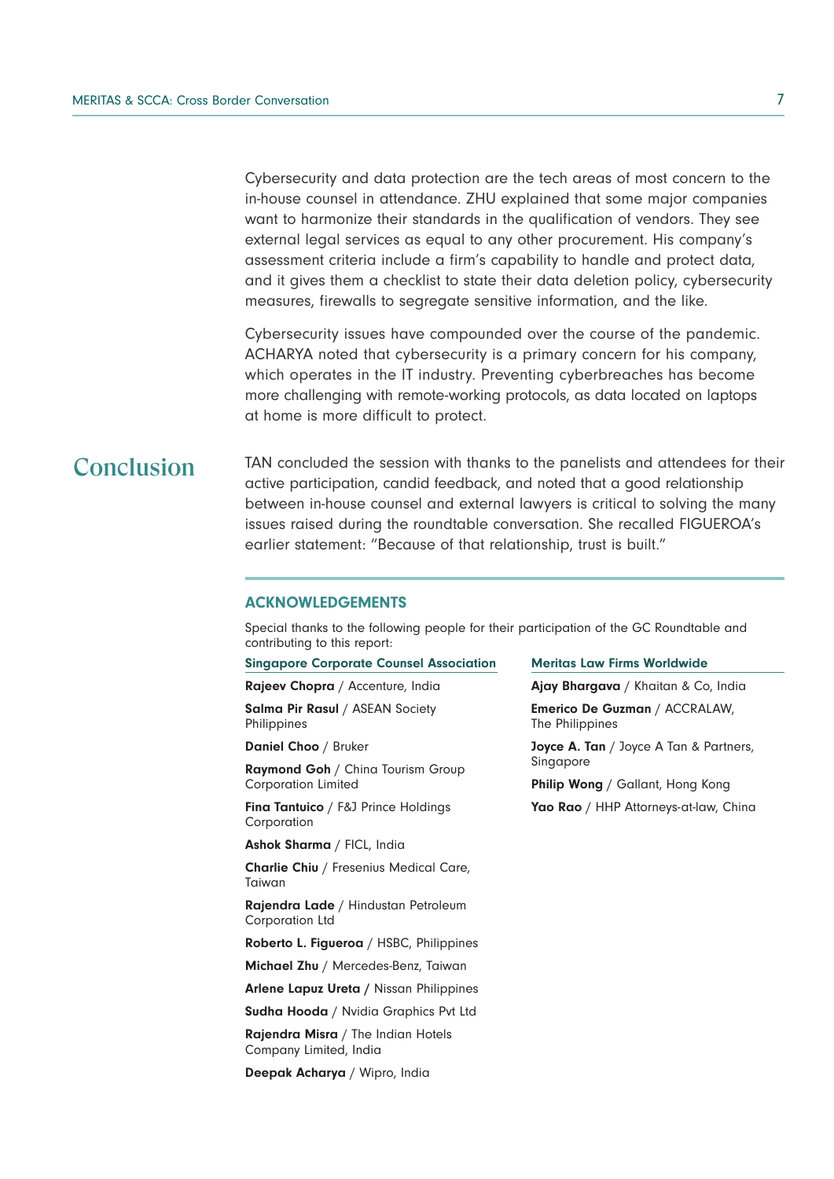Cybersecurity and data protection are the tech areas of most concern to the in-house counsel in attendance. ZHU explained that some major companies want to harmonize their standards in the qualification of vendors. They see external legal services as equal to any other procurement. His company's assessment criteria include a firm's capability to handle and protect data, and it gives them a checklist to state their data deletion policy, cybersecurity measures, firewalls to segregate sensitive information, and the like.

Cybersecurity issues have compounded over the course of the pandemic. ACHARYA noted that cybersecurity is a primary concern for his company, which operates in the IT industry. Preventing cyberbreaches has become more challenging with remote-working protocols, as data located on laptops at home is more difficult to protect.

## Conclusion

TAN concluded the session with thanks to the panelists and attendees for their active participation, candid feedback, and noted that a good relationship between in-house counsel and external lawyers is critical to solving the many issues raised during the roundtable conversation. She recalled FIGUEROA's earlier statement: "Because of that relationship, trust is built."

### ACKNOWLEDGEMENTS

Special thanks to the following people for their participation of the GC Roundtable and contributing to this report:

**Singapore Corporate Counsel Association**

- **Rajeev Chopra** / Accenture, India
- **Salma Pir Rasul** / ASEAN Society Philippines
- **Daniel Choo** / Bruker
- **Raymond Goh** / China Tourism Group Corporation Limited
- **Fina Tantuico** / F&J Prince Holdings Corporation
- **Ashok Sharma** / FICL, India
- **Charlie Chiu** / Fresenius Medical Care, Taiwan
- **Rajendra Lade** / Hindustan Petroleum Corporation Ltd
- **Roberto L. Figueroa** / HSBC, Philippines
- **Michael Zhu** / Mercedes-Benz, Taiwan
- **Arlene Lapuz Ureta /** Nissan Philippines
- **Sudha Hooda** / Nvidia Graphics Pvt Ltd
- **Rajendra Misra** / The Indian Hotels Company Limited, India
- **Deepak Acharya** / Wipro, India

**Meritas Law Firms Worldwide**

- **Ajay Bhargava** / Khaitan & Co, India
- **Emerico De Guzman** / ACCRALAW, The Philippines
- **Joyce A. Tan** / Joyce A Tan & Partners, Singapore
- **Philip Wong** / Gallant, Hong Kong
- **Yao Rao** / HHP Attorneys-at-law, China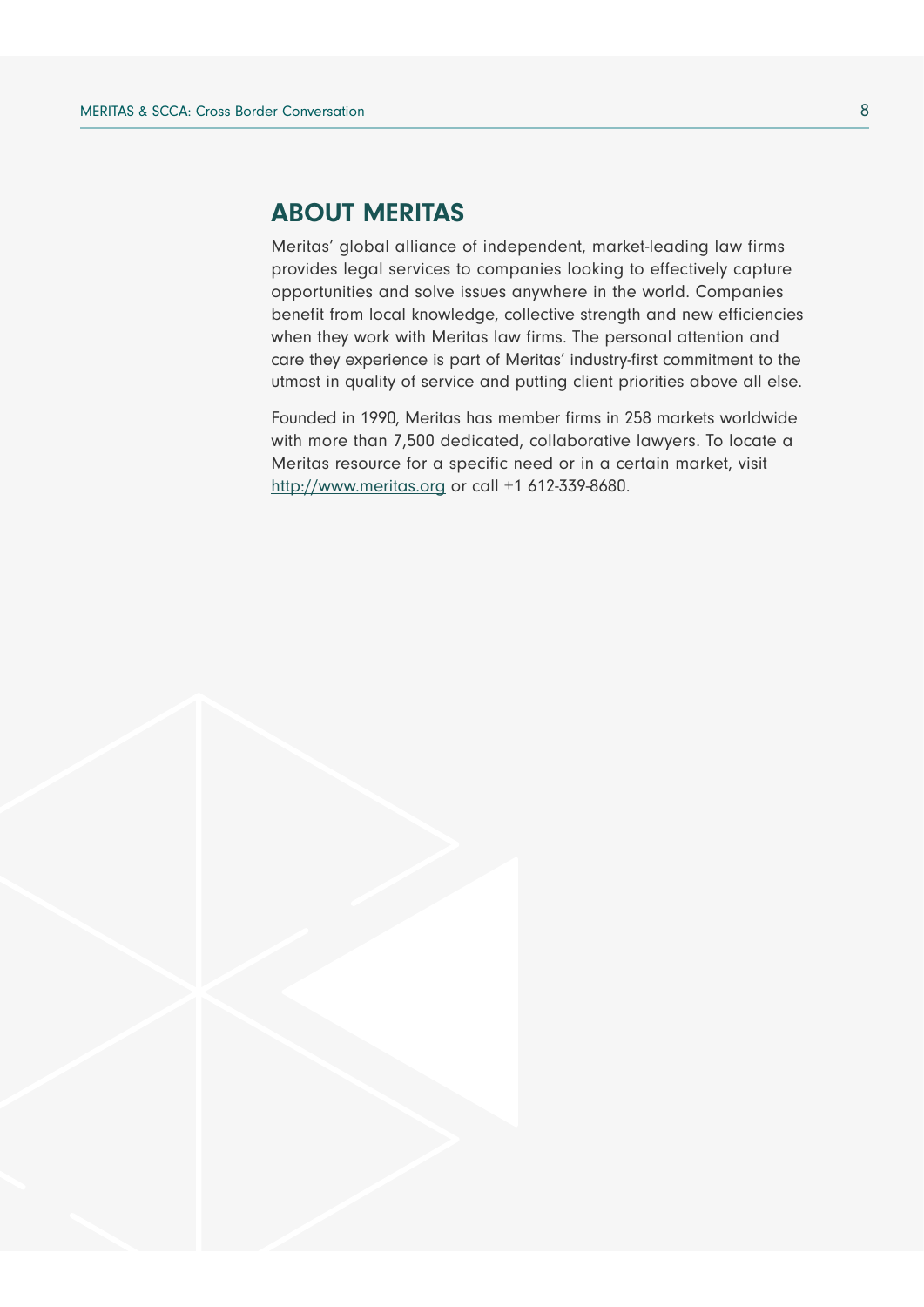## ABOUT MERITAS

Meritas' global alliance of independent, market-leading law firms provides legal services to companies looking to effectively capture opportunities and solve issues anywhere in the world. Companies benefit from local knowledge, collective strength and new efficiencies when they work with Meritas law firms. The personal attention and care they experience is part of Meritas' industry-first commitment to the utmost in quality of service and putting client priorities above all else.

Founded in 1990, Meritas has member firms in 258 markets worldwide with more than 7,500 dedicated, collaborative lawyers. To locate a Meritas resource for a specific need or in a certain market, visit http://www.meritas.org or call +1 612-339-8680.